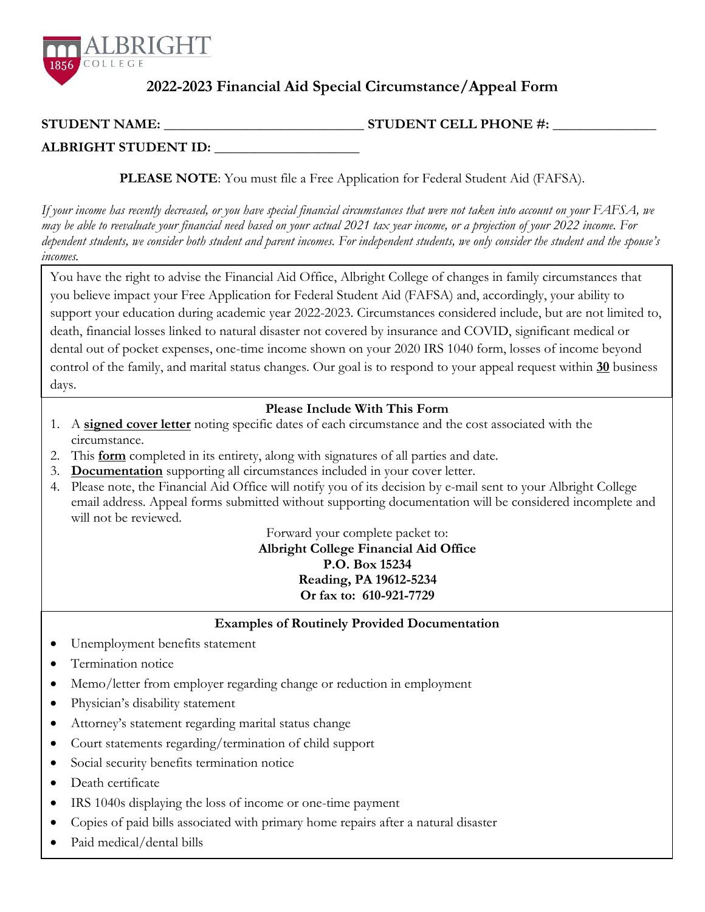ALBRIGHT
1856 COLLEGE

# 2022-2023 Financial Aid Special Circumstance/Appeal Form

**STUDENT NAME:** ____________________________ **STUDENT CELL PHONE #:** ______________

**ALBRIGHT STUDENT ID:** ____________________

**PLEASE NOTE**: You must file a Free Application for Federal Student Aid (FAFSA).

*If your income has recently decreased, or you have special financial circumstances that were not taken into account on your FAFSA, we may be able to reevaluate your financial need based on your actual 2021 tax year income, or a projection of your 2022 income. For dependent students, we consider both student and parent incomes. For independent students, we only consider the student and the spouse's incomes.*

You have the right to advise the Financial Aid Office, Albright College of changes in family circumstances that you believe impact your Free Application for Federal Student Aid (FAFSA) and, accordingly, your ability to support your education during academic year 2022-2023. Circumstances considered include, but are not limited to, death, financial losses linked to natural disaster not covered by insurance and COVID, significant medical or dental out of pocket expenses, one-time income shown on your 2020 IRS 1040 form, losses of income beyond control of the family, and marital status changes. Our goal is to respond to your appeal request within **30** business days.

### Please Include With This Form

1. A **signed cover letter** noting specific dates of each circumstance and the cost associated with the circumstance.
2. This **form** completed in its entirety, along with signatures of all parties and date.
3. **Documentation** supporting all circumstances included in your cover letter.
4. Please note, the Financial Aid Office will notify you of its decision by e-mail sent to your Albright College email address. Appeal forms submitted without supporting documentation will be considered incomplete and will not be reviewed.

Forward your complete packet to:
**Albright College Financial Aid Office**
**P.O. Box 15234**
**Reading, PA 19612-5234**
**Or fax to: 610-921-7729**

### Examples of Routinely Provided Documentation

- Unemployment benefits statement
- Termination notice
- Memo/letter from employer regarding change or reduction in employment
- Physician's disability statement
- Attorney's statement regarding marital status change
- Court statements regarding/termination of child support
- Social security benefits termination notice
- Death certificate
- IRS 1040s displaying the loss of income or one-time payment
- Copies of paid bills associated with primary home repairs after a natural disaster
- Paid medical/dental bills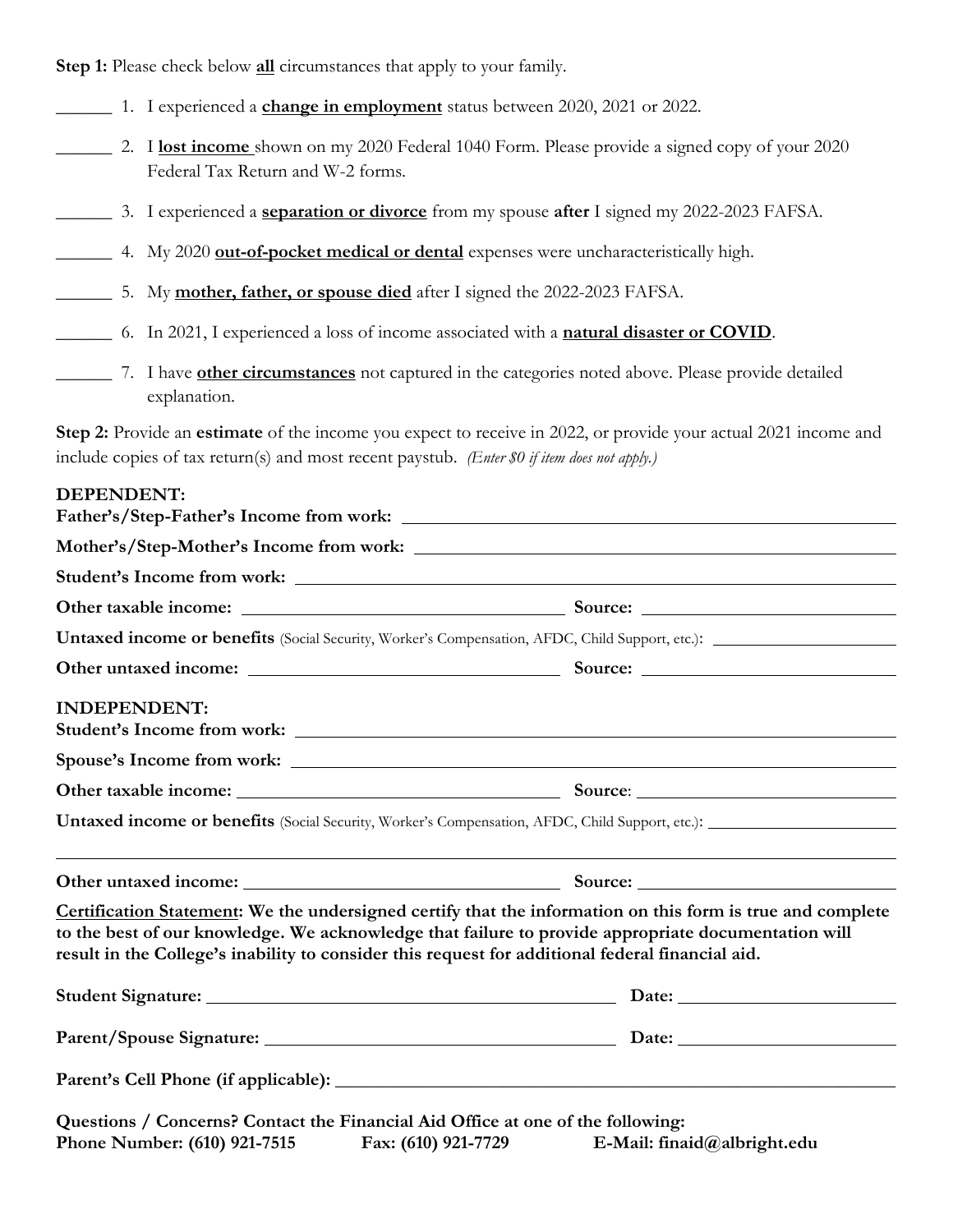**Step 1:** Please check below **all** circumstances that apply to your family.

______ 1. I experienced a **change in employment** status between 2020, 2021 or 2022.

______ 2. I **lost income** shown on my 2020 Federal 1040 Form. Please provide a signed copy of your 2020 Federal Tax Return and W-2 forms.

______ 3. I experienced a **separation or divorce** from my spouse **after** I signed my 2022-2023 FAFSA.

______ 4. My 2020 **out-of-pocket medical or dental** expenses were uncharacteristically high.

______ 5. My **mother, father, or spouse died** after I signed the 2022-2023 FAFSA.

______ 6. In 2021, I experienced a loss of income associated with a **natural disaster or COVID**.

______ 7. I have **other circumstances** not captured in the categories noted above. Please provide detailed explanation.

**Step 2:** Provide an **estimate** of the income you expect to receive in 2022, or provide your actual 2021 income and include copies of tax return(s) and most recent paystub. *(Enter $0 if item does not apply.)*

**DEPENDENT:**

**Father's/Step-Father's Income from work:** ______________________________

**Mother's/Step-Mother's Income from work:** ______________________________

**Student's Income from work:** ______________________________

**Other taxable income:** ____________________ **Source:** ____________________

**Untaxed income or benefits** (Social Security, Worker's Compensation, AFDC, Child Support, etc.): ____________________

**Other untaxed income:** ____________________ **Source:** ____________________

**INDEPENDENT:**

**Student's Income from work:** ______________________________

**Spouse's Income from work:** ______________________________

**Other taxable income:** ____________________ **Source**: ____________________

**Untaxed income or benefits** (Social Security, Worker's Compensation, AFDC, Child Support, etc.): ____________________

______________________________________________________________________

**Other untaxed income:** ____________________ **Source:** ____________________

**Certification Statement: We the undersigned certify that the information on this form is true and complete to the best of our knowledge. We acknowledge that failure to provide appropriate documentation will result in the College's inability to consider this request for additional federal financial aid.**

**Student Signature:** ______________________________ **Date:** ____________________

**Parent/Spouse Signature:** ______________________________ **Date:** ____________________

**Parent's Cell Phone (if applicable):** ______________________________

**Questions / Concerns? Contact the Financial Aid Office at one of the following:**
**Phone Number: (610) 921-7515** **Fax: (610) 921-7729** **E-Mail: finaid@albright.edu**